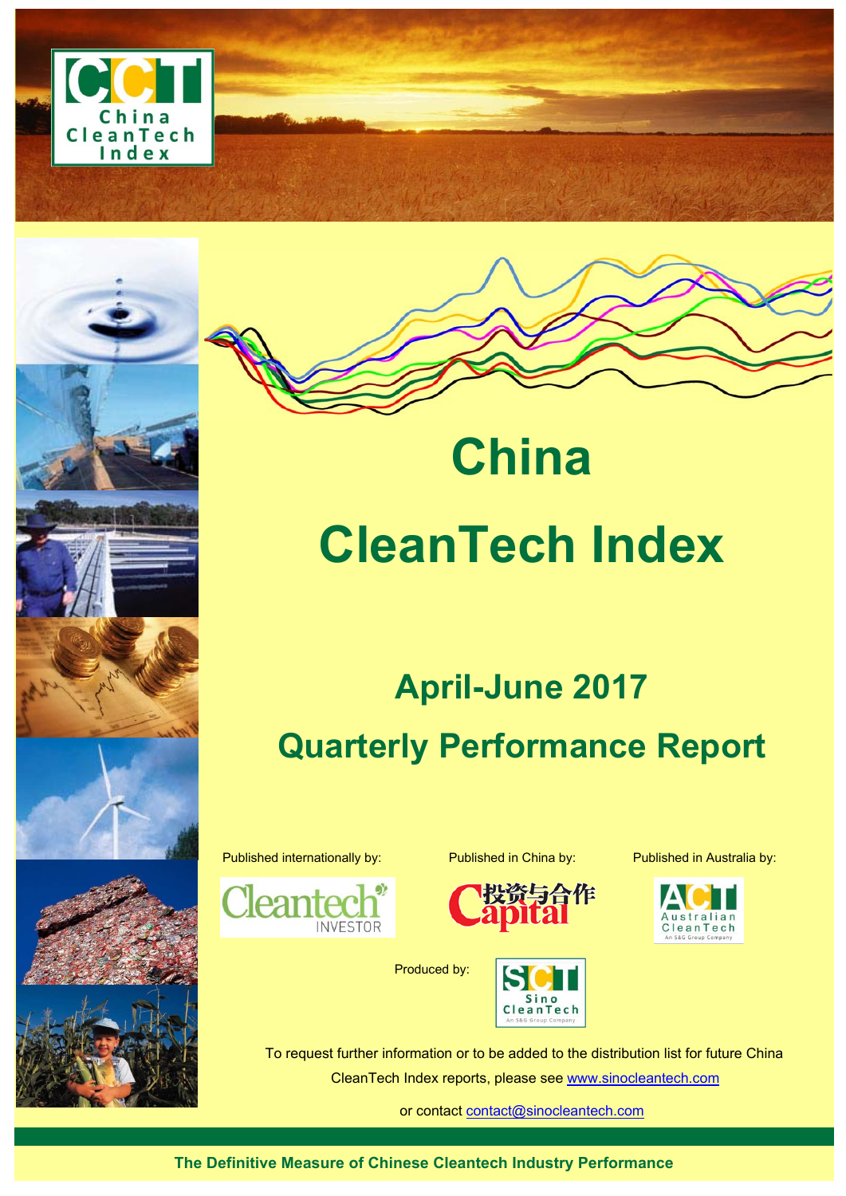# China CleanTech Index

## April-June 2017

## Quarterly Performance Report

Published internationally by:

Published in China by:

Published in Australia by:

Produced by:

To request further information or to be added to the distribution list for future China CleanTech Index reports, please see www.sinocleantech.com

or contact contact@sinocleantech.com

**The Definitive Measure of Chinese Cleantech Industry Performance**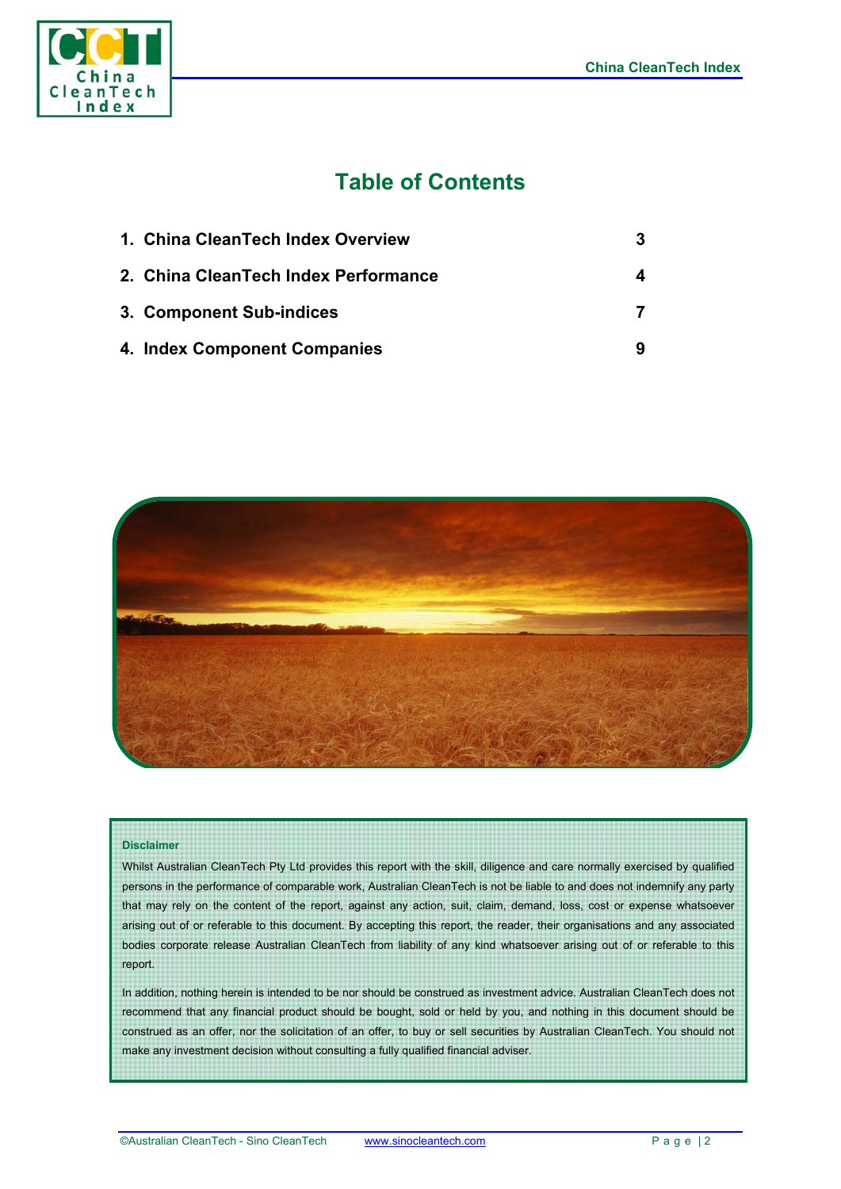# Table of Contents

| | |
|---|---|
| 1. China CleanTech Index Overview | 3 |
| 2. China CleanTech Index Performance | 4 |
| 3. Component Sub-indices | 7 |
| 4. Index Component Companies | 9 |

**Disclaimer**

Whilst Australian CleanTech Pty Ltd provides this report with the skill, diligence and care normally exercised by qualified persons in the performance of comparable work, Australian CleanTech is not be liable to and does not indemnify any party that may rely on the content of the report, against any action, suit, claim, demand, loss, cost or expense whatsoever arising out of or referable to this document. By accepting this report, the reader, their organisations and any associated bodies corporate release Australian CleanTech from liability of any kind whatsoever arising out of or referable to this report.

In addition, nothing herein is intended to be nor should be construed as investment advice. Australian CleanTech does not recommend that any financial product should be bought, sold or held by you, and nothing in this document should be construed as an offer, nor the solicitation of an offer, to buy or sell securities by Australian CleanTech. You should not make any investment decision without consulting a fully qualified financial adviser.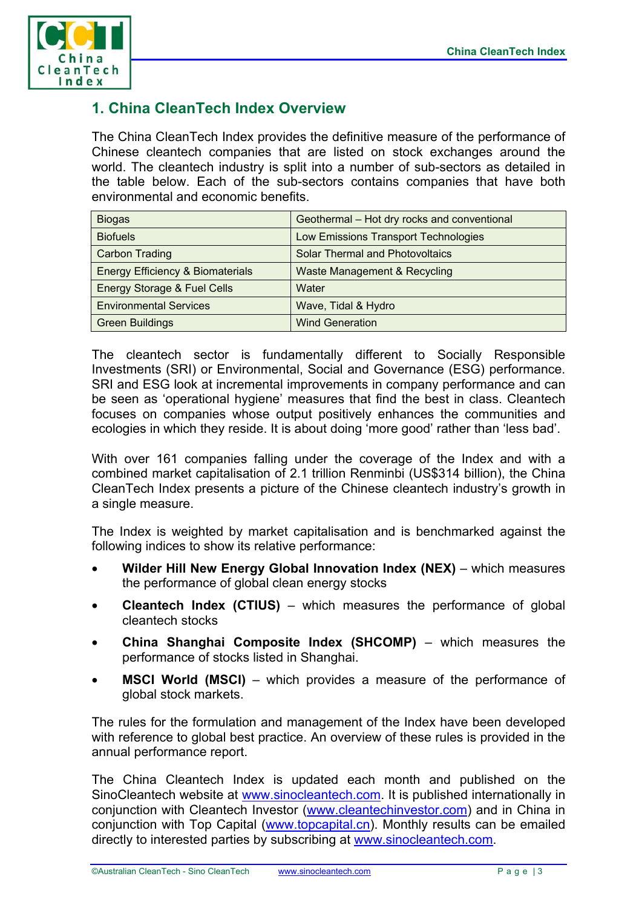## 1. China CleanTech Index Overview

The China CleanTech Index provides the definitive measure of the performance of Chinese cleantech companies that are listed on stock exchanges around the world. The cleantech industry is split into a number of sub-sectors as detailed in the table below. Each of the sub-sectors contains companies that have both environmental and economic benefits.

| | |
|---|---|
| Biogas | Geothermal – Hot dry rocks and conventional |
| Biofuels | Low Emissions Transport Technologies |
| Carbon Trading | Solar Thermal and Photovoltaics |
| Energy Efficiency & Biomaterials | Waste Management & Recycling |
| Energy Storage & Fuel Cells | Water |
| Environmental Services | Wave, Tidal & Hydro |
| Green Buildings | Wind Generation |

The cleantech sector is fundamentally different to Socially Responsible Investments (SRI) or Environmental, Social and Governance (ESG) performance. SRI and ESG look at incremental improvements in company performance and can be seen as 'operational hygiene' measures that find the best in class. Cleantech focuses on companies whose output positively enhances the communities and ecologies in which they reside. It is about doing 'more good' rather than 'less bad'.

With over 161 companies falling under the coverage of the Index and with a combined market capitalisation of 2.1 trillion Renminbi (US$314 billion), the China CleanTech Index presents a picture of the Chinese cleantech industry's growth in a single measure.

The Index is weighted by market capitalisation and is benchmarked against the following indices to show its relative performance:

- **Wilder Hill New Energy Global Innovation Index (NEX)** – which measures the performance of global clean energy stocks
- **Cleantech Index (CTIUS)** – which measures the performance of global cleantech stocks
- **China Shanghai Composite Index (SHCOMP)** – which measures the performance of stocks listed in Shanghai.
- **MSCI World (MSCI)** – which provides a measure of the performance of global stock markets.

The rules for the formulation and management of the Index have been developed with reference to global best practice. An overview of these rules is provided in the annual performance report.

The China Cleantech Index is updated each month and published on the SinoCleantech website at www.sinocleantech.com. It is published internationally in conjunction with Cleantech Investor (www.cleantechinvestor.com) and in China in conjunction with Top Capital (www.topcapital.cn). Monthly results can be emailed directly to interested parties by subscribing at www.sinocleantech.com.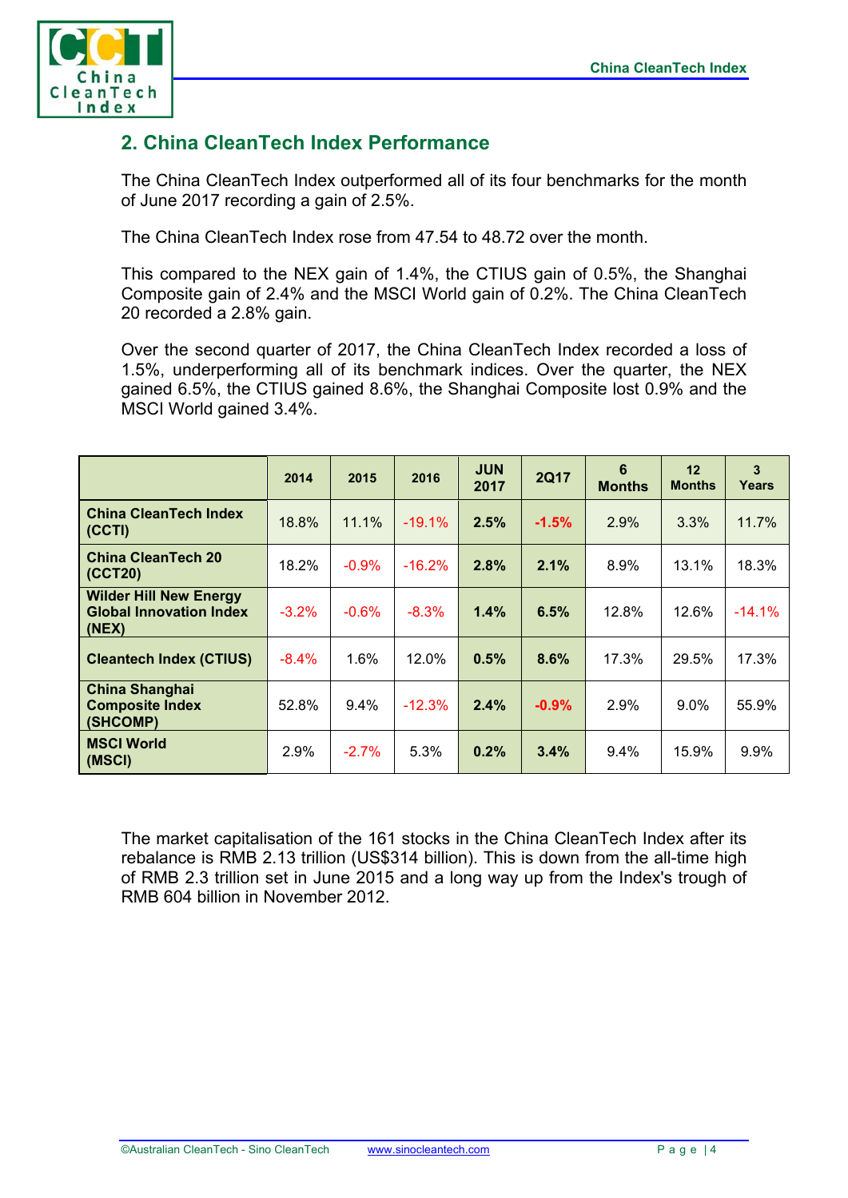## 2. China CleanTech Index Performance

The China CleanTech Index outperformed all of its four benchmarks for the month of June 2017 recording a gain of 2.5%.

The China CleanTech Index rose from 47.54 to 48.72 over the month.

This compared to the NEX gain of 1.4%, the CTIUS gain of 0.5%, the Shanghai Composite gain of 2.4% and the MSCI World gain of 0.2%. The China CleanTech 20 recorded a 2.8% gain.

Over the second quarter of 2017, the China CleanTech Index recorded a loss of 1.5%, underperforming all of its benchmark indices. Over the quarter, the NEX gained 6.5%, the CTIUS gained 8.6%, the Shanghai Composite lost 0.9% and the MSCI World gained 3.4%.

| | 2014 | 2015 | 2016 | JUN 2017 | 2Q17 | 6 Months | 12 Months | 3 Years |
|---|---|---|---|---|---|---|---|---|
| **China CleanTech Index (CCTI)** | 18.8% | 11.1% | -19.1% | **2.5%** | **-1.5%** | 2.9% | 3.3% | 11.7% |
| **China CleanTech 20 (CCT20)** | 18.2% | -0.9% | -16.2% | **2.8%** | **2.1%** | 8.9% | 13.1% | 18.3% |
| **Wilder Hill New Energy Global Innovation Index (NEX)** | -3.2% | -0.6% | -8.3% | **1.4%** | **6.5%** | 12.8% | 12.6% | -14.1% |
| **Cleantech Index (CTIUS)** | -8.4% | 1.6% | 12.0% | **0.5%** | **8.6%** | 17.3% | 29.5% | 17.3% |
| **China Shanghai Composite Index (SHCOMP)** | 52.8% | 9.4% | -12.3% | **2.4%** | **-0.9%** | 2.9% | 9.0% | 55.9% |
| **MSCI World (MSCI)** | 2.9% | -2.7% | 5.3% | **0.2%** | **3.4%** | 9.4% | 15.9% | 9.9% |

The market capitalisation of the 161 stocks in the China CleanTech Index after its rebalance is RMB 2.13 trillion (US$314 billion). This is down from the all-time high of RMB 2.3 trillion set in June 2015 and a long way up from the Index's trough of RMB 604 billion in November 2012.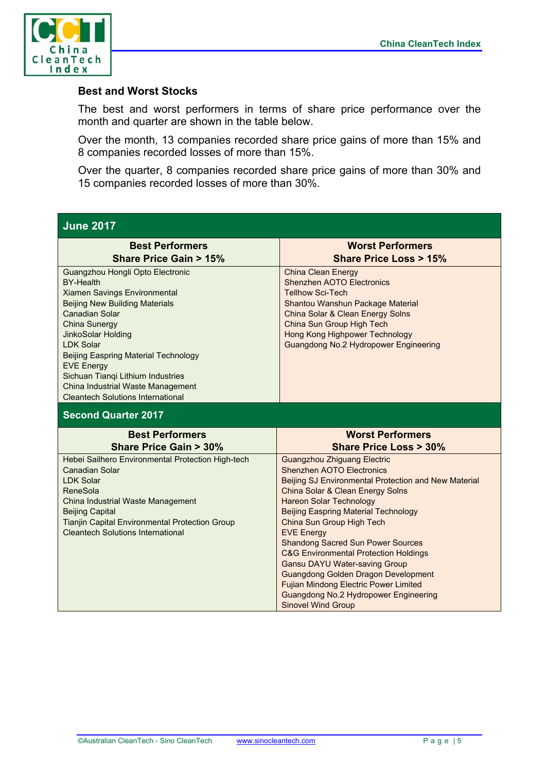## Best and Worst Stocks

The best and worst performers in terms of share price performance over the month and quarter are shown in the table below.

Over the month, 13 companies recorded share price gains of more than 15% and 8 companies recorded losses of more than 15%.

Over the quarter, 8 companies recorded share price gains of more than 30% and 15 companies recorded losses of more than 30%.

**June 2017**

| Best Performers<br>Share Price Gain > 15% | Worst Performers<br>Share Price Loss > 15% |
|---|---|
| Guangzhou Hongli Opto Electronic | China Clean Energy |
| BY-Health | Shenzhen AOTO Electronics |
| Xiamen Savings Environmental | Tellhow Sci-Tech |
| Beijing New Building Materials | Shantou Wanshun Package Material |
| Canadian Solar | China Solar & Clean Energy Solns |
| China Sunergy | China Sun Group High Tech |
| JinkoSolar Holding | Hong Kong Highpower Technology |
| LDK Solar | Guangdong No.2 Hydropower Engineering |
| Beijing Easpring Material Technology | |
| EVE Energy | |
| Sichuan Tianqi Lithium Industries | |
| China Industrial Waste Management | |
| Cleantech Solutions International | |

**Second Quarter 2017**

| Best Performers<br>Share Price Gain > 30% | Worst Performers<br>Share Price Loss > 30% |
|---|---|
| Hebei Sailhero Environmental Protection High-tech | Guangzhou Zhiguang Electric |
| Canadian Solar | Shenzhen AOTO Electronics |
| LDK Solar | Beijing SJ Environmental Protection and New Material |
| ReneSola | China Solar & Clean Energy Solns |
| China Industrial Waste Management | Hareon Solar Technology |
| Beijing Capital | Beijing Easpring Material Technology |
| Tianjin Capital Environmental Protection Group | China Sun Group High Tech |
| Cleantech Solutions International | EVE Energy |
| | Shandong Sacred Sun Power Sources |
| | C&G Environmental Protection Holdings |
| | Gansu DAYU Water-saving Group |
| | Guangdong Golden Dragon Development |
| | Fujian Mindong Electric Power Limited |
| | Guangdong No.2 Hydropower Engineering |
| | Sinovel Wind Group |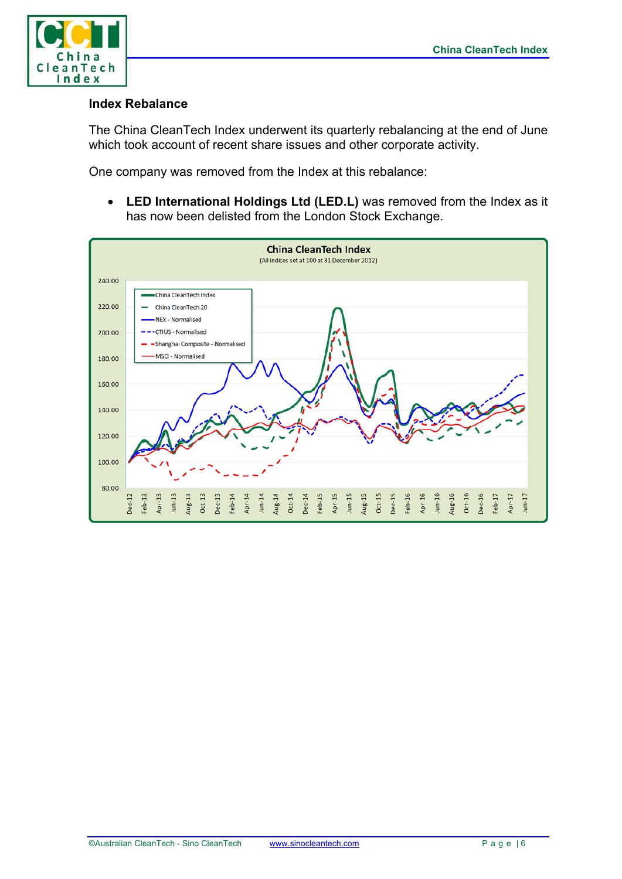## Index Rebalance

The China CleanTech Index underwent its quarterly rebalancing at the end of June which took account of recent share issues and other corporate activity.

One company was removed from the Index at this rebalance:

- **LED International Holdings Ltd (LED.L)** was removed from the Index as it has now been delisted from the London Stock Exchange.

China CleanTech Index
(All indices set at 100 at 31 December 2012)

China CleanTech Index, China CleanTech 20, NEX - Normalised, CTIUS - Normalised, Shanghai Composite - Normalised, MSCI - Normalised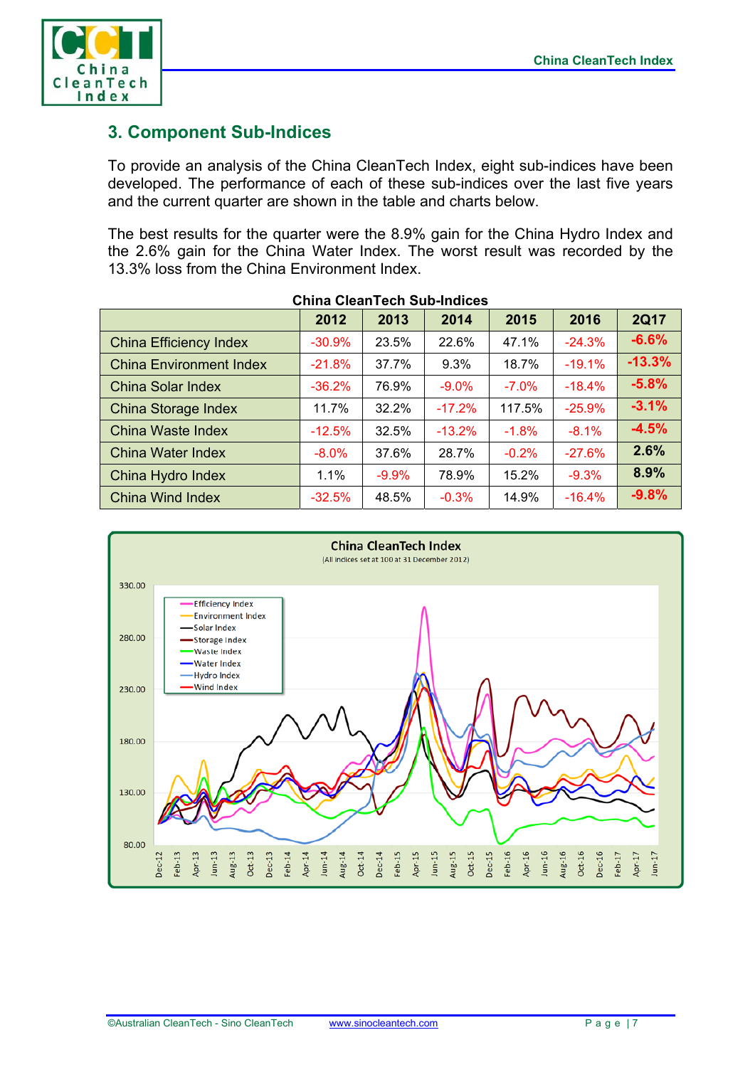## 3. Component Sub-Indices

To provide an analysis of the China CleanTech Index, eight sub-indices have been developed. The performance of each of these sub-indices over the last five years and the current quarter are shown in the table and charts below.

The best results for the quarter were the 8.9% gain for the China Hydro Index and the 2.6% gain for the China Water Index. The worst result was recorded by the 13.3% loss from the China Environment Index.

**China CleanTech Sub-Indices**

| | 2012 | 2013 | 2014 | 2015 | 2016 | 2Q17 |
|---|---|---|---|---|---|---|
| China Efficiency Index | -30.9% | 23.5% | 22.6% | 47.1% | -24.3% | **-6.6%** |
| China Environment Index | -21.8% | 37.7% | 9.3% | 18.7% | -19.1% | **-13.3%** |
| China Solar Index | -36.2% | 76.9% | -9.0% | -7.0% | -18.4% | **-5.8%** |
| China Storage Index | 11.7% | 32.2% | -17.2% | 117.5% | -25.9% | **-3.1%** |
| China Waste Index | -12.5% | 32.5% | -13.2% | -1.8% | -8.1% | **-4.5%** |
| China Water Index | -8.0% | 37.6% | 28.7% | -0.2% | -27.6% | **2.6%** |
| China Hydro Index | 1.1% | -9.9% | 78.9% | 15.2% | -9.3% | **8.9%** |
| China Wind Index | -32.5% | 48.5% | -0.3% | 14.9% | -16.4% | **-9.8%** |

**China CleanTech Index**

(All indices set at 100 at 31 December 2012)

Legend: Efficiency Index, Environment Index, Solar Index, Storage Index, Waste Index, Water Index, Hydro Index, Wind Index

Y-axis: 80.00, 130.00, 180.00, 230.00, 280.00, 330.00

X-axis: Dec-12, Feb-13, Apr-13, Jun-13, Aug-13, Oct-13, Dec-13, Feb-14, Apr-14, Jun-14, Aug-14, Oct-14, Dec-14, Feb-15, Apr-15, Jun-15, Aug-15, Oct-15, Dec-15, Feb-16, Apr-16, Jun-16, Aug-16, Oct-16, Dec-16, Feb-17, Apr-17, Jun-17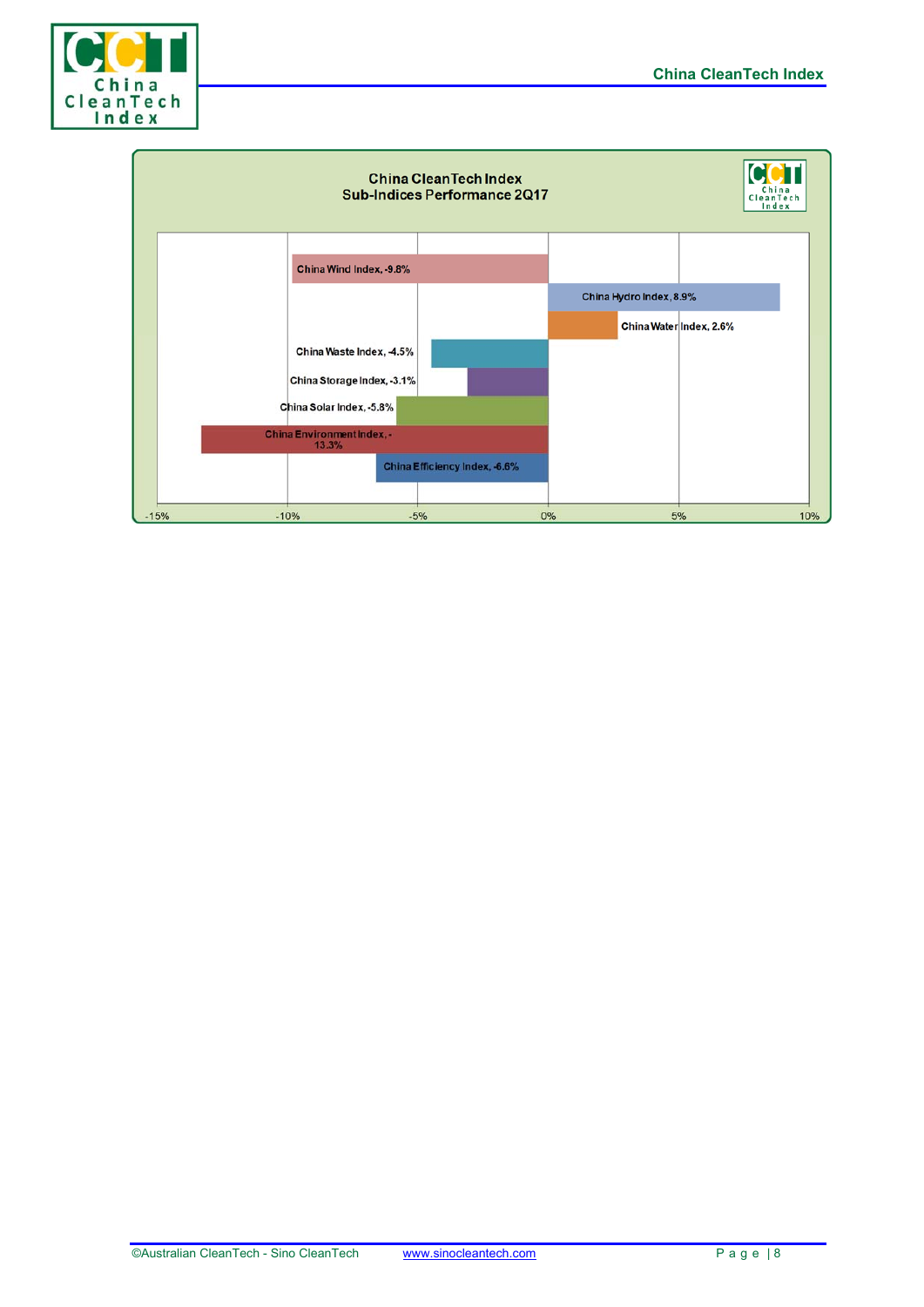**China CleanTech Index**
**Sub-Indices Performance 2Q17**

| Sub-Index | Performance 2Q17 |
|---|---|
| China Wind Index | -9.8% |
| China Hydro Index | 8.9% |
| China Water Index | 2.6% |
| China Waste Index | -4.5% |
| China Storage Index | -3.1% |
| China Solar Index | -5.8% |
| China Environment Index | -13.3% |
| China Efficiency Index | -6.6% |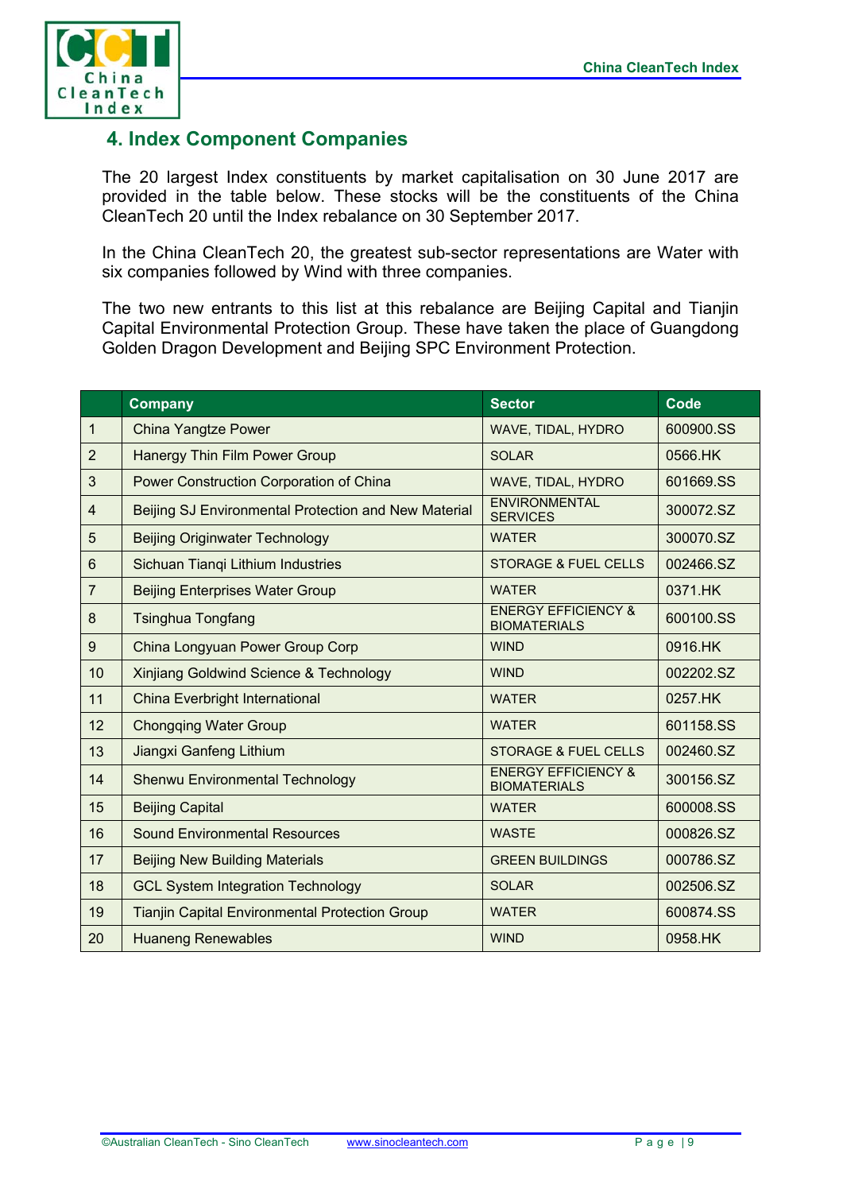## 4. Index Component Companies

The 20 largest Index constituents by market capitalisation on 30 June 2017 are provided in the table below. These stocks will be the constituents of the China CleanTech 20 until the Index rebalance on 30 September 2017.

In the China CleanTech 20, the greatest sub-sector representations are Water with six companies followed by Wind with three companies.

The two new entrants to this list at this rebalance are Beijing Capital and Tianjin Capital Environmental Protection Group. These have taken the place of Guangdong Golden Dragon Development and Beijing SPC Environment Protection.

| | Company | Sector | Code |
|---|---|---|---|
| 1 | China Yangtze Power | WAVE, TIDAL, HYDRO | 600900.SS |
| 2 | Hanergy Thin Film Power Group | SOLAR | 0566.HK |
| 3 | Power Construction Corporation of China | WAVE, TIDAL, HYDRO | 601669.SS |
| 4 | Beijing SJ Environmental Protection and New Material | ENVIRONMENTAL SERVICES | 300072.SZ |
| 5 | Beijing Originwater Technology | WATER | 300070.SZ |
| 6 | Sichuan Tianqi Lithium Industries | STORAGE & FUEL CELLS | 002466.SZ |
| 7 | Beijing Enterprises Water Group | WATER | 0371.HK |
| 8 | Tsinghua Tongfang | ENERGY EFFICIENCY & BIOMATERIALS | 600100.SS |
| 9 | China Longyuan Power Group Corp | WIND | 0916.HK |
| 10 | Xinjiang Goldwind Science & Technology | WIND | 002202.SZ |
| 11 | China Everbright International | WATER | 0257.HK |
| 12 | Chongqing Water Group | WATER | 601158.SS |
| 13 | Jiangxi Ganfeng Lithium | STORAGE & FUEL CELLS | 002460.SZ |
| 14 | Shenwu Environmental Technology | ENERGY EFFICIENCY & BIOMATERIALS | 300156.SZ |
| 15 | Beijing Capital | WATER | 600008.SS |
| 16 | Sound Environmental Resources | WASTE | 000826.SZ |
| 17 | Beijing New Building Materials | GREEN BUILDINGS | 000786.SZ |
| 18 | GCL System Integration Technology | SOLAR | 002506.SZ |
| 19 | Tianjin Capital Environmental Protection Group | WATER | 600874.SS |
| 20 | Huaneng Renewables | WIND | 0958.HK |